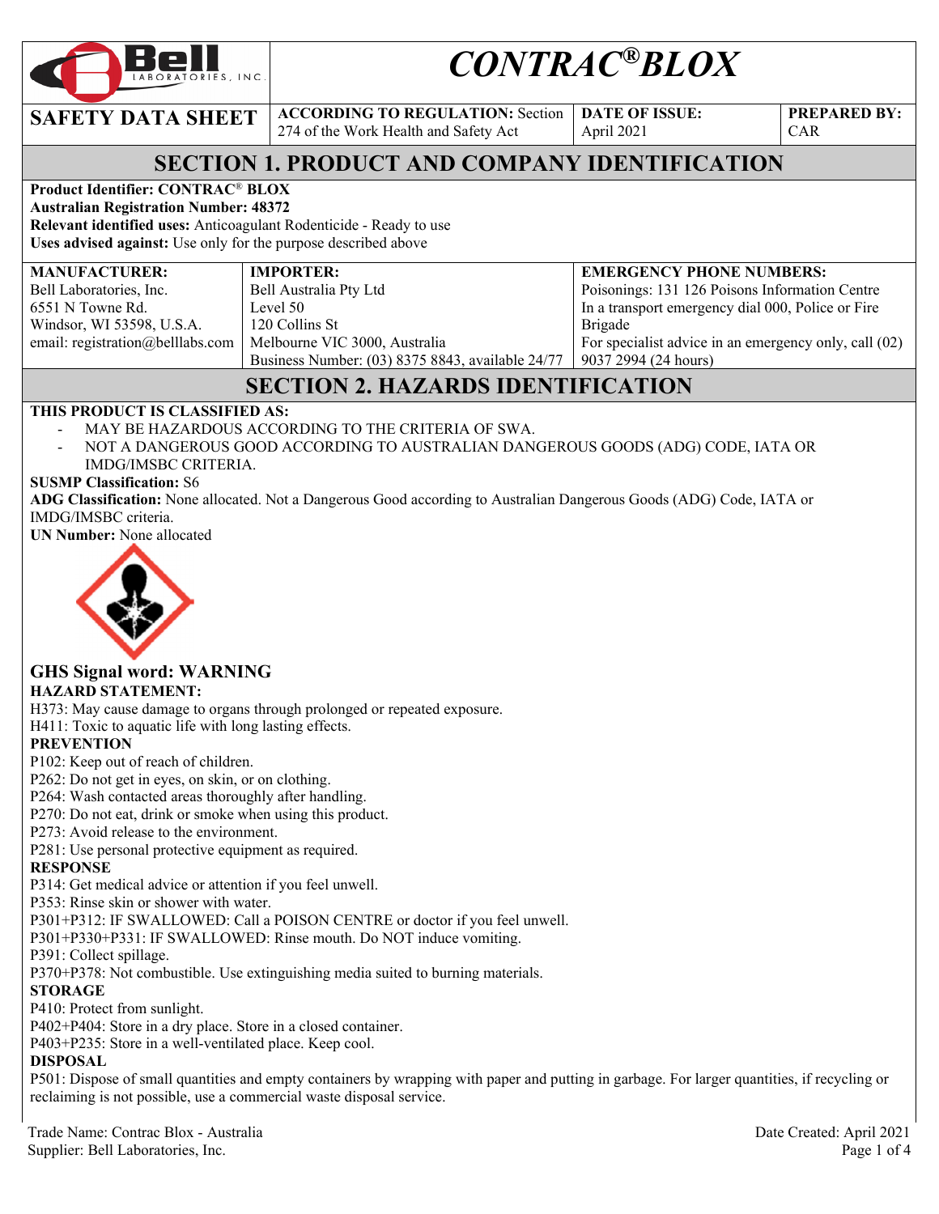# CONTRAC®BLOX

| SAFETY DATA SHEET | **ACCORDING TO REGULATION:** Section 274 of the Work Health and Safety Act | **DATE OF ISSUE:** April 2021 | **PREPARED BY:** CAR |
|---|---|---|---|

## SECTION 1. PRODUCT AND COMPANY IDENTIFICATION

**Product Identifier: CONTRAC® BLOX**
**Australian Registration Number: 48372**
**Relevant identified uses:** Anticoagulant Rodenticide - Ready to use
**Uses advised against:** Use only for the purpose described above

| **MANUFACTURER:** | **IMPORTER:** | **EMERGENCY PHONE NUMBERS:** |
|---|---|---|
| Bell Laboratories, Inc.<br>6551 N Towne Rd.<br>Windsor, WI 53598, U.S.A.<br>email: registration@belllabs.com | Bell Australia Pty Ltd<br>Level 50<br>120 Collins St<br>Melbourne VIC 3000, Australia<br>Business Number: (03) 8375 8843, available 24/77 | Poisonings: 131 126 Poisons Information Centre<br>In a transport emergency dial 000, Police or Fire Brigade<br>For specialist advice in an emergency only, call (02) 9037 2994 (24 hours) |

## SECTION 2. HAZARDS IDENTIFICATION

**THIS PRODUCT IS CLASSIFIED AS:**

- MAY BE HAZARDOUS ACCORDING TO THE CRITERIA OF SWA.
- NOT A DANGEROUS GOOD ACCORDING TO AUSTRALIAN DANGEROUS GOODS (ADG) CODE, IATA OR IMDG/IMSBC CRITERIA.

**SUSMP Classification:** S6
**ADG Classification:** None allocated. Not a Dangerous Good according to Australian Dangerous Goods (ADG) Code, IATA or IMDG/IMSBC criteria.
**UN Number:** None allocated

### GHS Signal word: WARNING

**HAZARD STATEMENT:**
H373: May cause damage to organs through prolonged or repeated exposure.
H411: Toxic to aquatic life with long lasting effects.

**PREVENTION**
P102: Keep out of reach of children.
P262: Do not get in eyes, on skin, or on clothing.
P264: Wash contacted areas thoroughly after handling.
P270: Do not eat, drink or smoke when using this product.
P273: Avoid release to the environment.
P281: Use personal protective equipment as required.

**RESPONSE**
P314: Get medical advice or attention if you feel unwell.
P353: Rinse skin or shower with water.
P301+P312: IF SWALLOWED: Call a POISON CENTRE or doctor if you feel unwell.
P301+P330+P331: IF SWALLOWED: Rinse mouth. Do NOT induce vomiting.
P391: Collect spillage.
P370+P378: Not combustible. Use extinguishing media suited to burning materials.

**STORAGE**
P410: Protect from sunlight.
P402+P404: Store in a dry place. Store in a closed container.
P403+P235: Store in a well-ventilated place. Keep cool.

**DISPOSAL**
P501: Dispose of small quantities and empty containers by wrapping with paper and putting in garbage. For larger quantities, if recycling or reclaiming is not possible, use a commercial waste disposal service.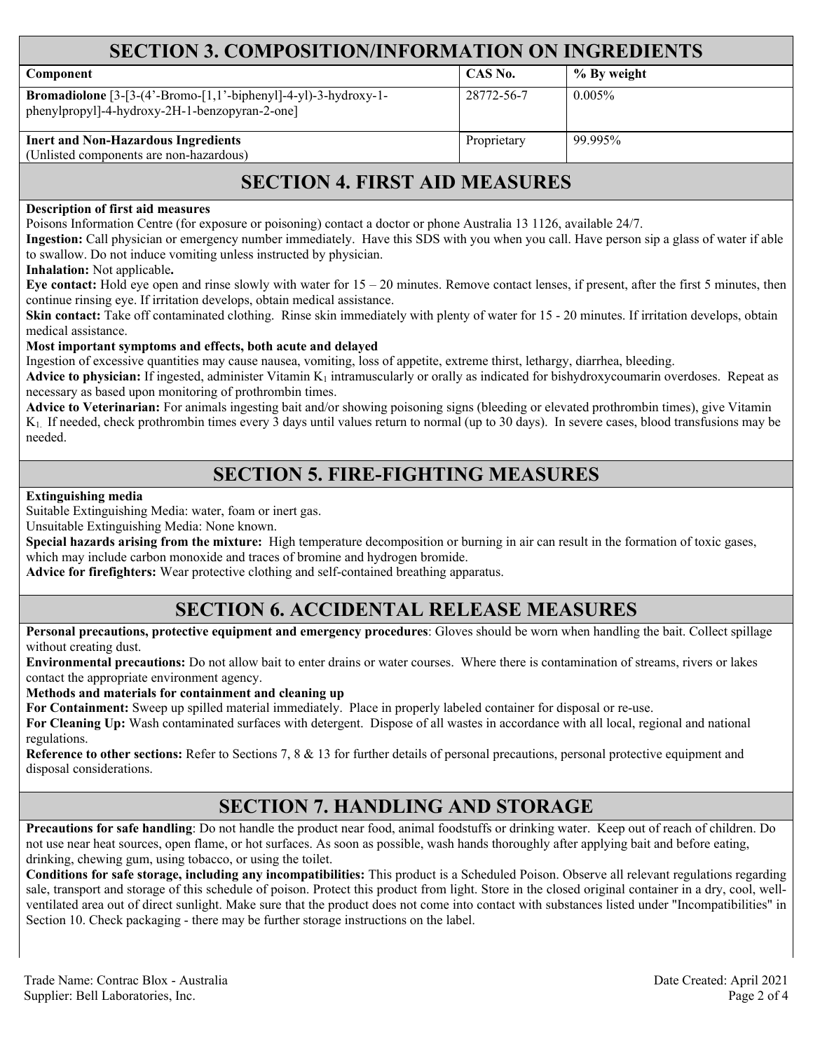## SECTION 3. COMPOSITION/INFORMATION ON INGREDIENTS

| Component | CAS No. | % By weight |
|---|---|---|
| **Bromadiolone** [3-[3-(4'-Bromo-[1,1'-biphenyl]-4-yl)-3-hydroxy-1-phenylpropyl]-4-hydroxy-2H-1-benzopyran-2-one] | 28772-56-7 | 0.005% |
| **Inert and Non-Hazardous Ingredients** (Unlisted components are non-hazardous) | Proprietary | 99.995% |

## SECTION 4. FIRST AID MEASURES

**Description of first aid measures**

Poisons Information Centre (for exposure or poisoning) contact a doctor or phone Australia 13 1126, available 24/7.

**Ingestion:** Call physician or emergency number immediately. Have this SDS with you when you call. Have person sip a glass of water if able to swallow. Do not induce vomiting unless instructed by physician.

**Inhalation:** Not applicable**.**

**Eye contact:** Hold eye open and rinse slowly with water for 15 – 20 minutes. Remove contact lenses, if present, after the first 5 minutes, then continue rinsing eye. If irritation develops, obtain medical assistance.

**Skin contact:** Take off contaminated clothing. Rinse skin immediately with plenty of water for 15 - 20 minutes. If irritation develops, obtain medical assistance.

**Most important symptoms and effects, both acute and delayed**

Ingestion of excessive quantities may cause nausea, vomiting, loss of appetite, extreme thirst, lethargy, diarrhea, bleeding.

**Advice to physician:** If ingested, administer Vitamin $K_1$ intramuscularly or orally as indicated for bishydroxycoumarin overdoses. Repeat as necessary as based upon monitoring of prothrombin times.

**Advice to Veterinarian:** For animals ingesting bait and/or showing poisoning signs (bleeding or elevated prothrombin times), give Vitamin $K_1$. If needed, check prothrombin times every 3 days until values return to normal (up to 30 days). In severe cases, blood transfusions may be needed.

## SECTION 5. FIRE-FIGHTING MEASURES

**Extinguishing media**

Suitable Extinguishing Media: water, foam or inert gas.

Unsuitable Extinguishing Media: None known.

**Special hazards arising from the mixture:** High temperature decomposition or burning in air can result in the formation of toxic gases, which may include carbon monoxide and traces of bromine and hydrogen bromide.

**Advice for firefighters:** Wear protective clothing and self-contained breathing apparatus.

## SECTION 6. ACCIDENTAL RELEASE MEASURES

**Personal precautions, protective equipment and emergency procedures**: Gloves should be worn when handling the bait. Collect spillage without creating dust.

**Environmental precautions:** Do not allow bait to enter drains or water courses. Where there is contamination of streams, rivers or lakes contact the appropriate environment agency.

**Methods and materials for containment and cleaning up**

**For Containment:** Sweep up spilled material immediately. Place in properly labeled container for disposal or re-use.

**For Cleaning Up:** Wash contaminated surfaces with detergent. Dispose of all wastes in accordance with all local, regional and national regulations.

**Reference to other sections:** Refer to Sections 7, 8 & 13 for further details of personal precautions, personal protective equipment and disposal considerations.

## SECTION 7. HANDLING AND STORAGE

**Precautions for safe handling**: Do not handle the product near food, animal foodstuffs or drinking water. Keep out of reach of children. Do not use near heat sources, open flame, or hot surfaces. As soon as possible, wash hands thoroughly after applying bait and before eating, drinking, chewing gum, using tobacco, or using the toilet.

**Conditions for safe storage, including any incompatibilities:** This product is a Scheduled Poison. Observe all relevant regulations regarding sale, transport and storage of this schedule of poison. Protect this product from light. Store in the closed original container in a dry, cool, well-ventilated area out of direct sunlight. Make sure that the product does not come into contact with substances listed under "Incompatibilities" in Section 10. Check packaging - there may be further storage instructions on the label.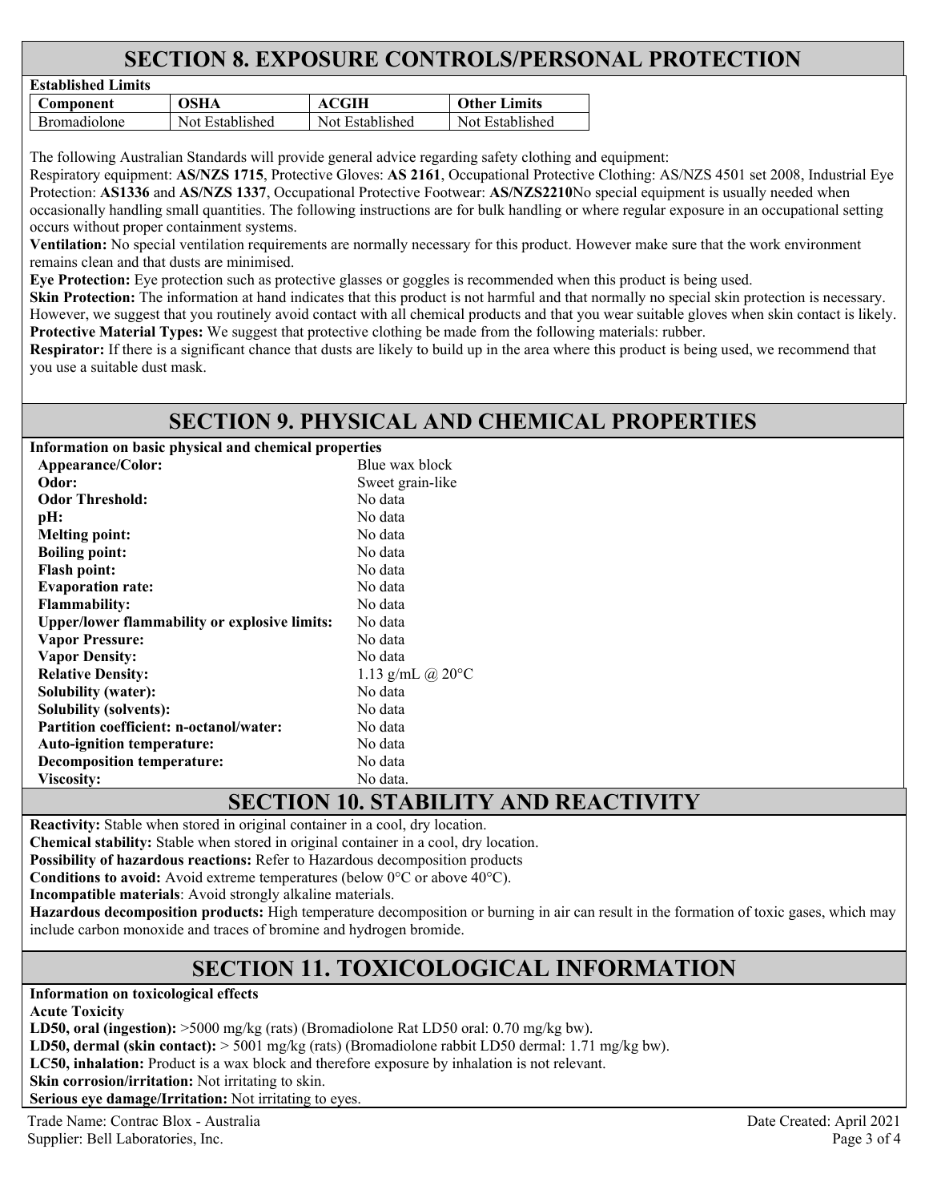## SECTION 8. EXPOSURE CONTROLS/PERSONAL PROTECTION

**Established Limits**

| Component | OSHA | ACGIH | Other Limits |
|---|---|---|---|
| Bromadiolone | Not Established | Not Established | Not Established |

The following Australian Standards will provide general advice regarding safety clothing and equipment:
Respiratory equipment: **AS/NZS 1715**, Protective Gloves: **AS 2161**, Occupational Protective Clothing: AS/NZS 4501 set 2008, Industrial Eye Protection: **AS1336** and **AS/NZS 1337**, Occupational Protective Footwear: **AS/NZS2210**No special equipment is usually needed when occasionally handling small quantities. The following instructions are for bulk handling or where regular exposure in an occupational setting occurs without proper containment systems.

**Ventilation:** No special ventilation requirements are normally necessary for this product. However make sure that the work environment remains clean and that dusts are minimised.

**Eye Protection:** Eye protection such as protective glasses or goggles is recommended when this product is being used.

**Skin Protection:** The information at hand indicates that this product is not harmful and that normally no special skin protection is necessary. However, we suggest that you routinely avoid contact with all chemical products and that you wear suitable gloves when skin contact is likely.

**Protective Material Types:** We suggest that protective clothing be made from the following materials: rubber.

**Respirator:** If there is a significant chance that dusts are likely to build up in the area where this product is being used, we recommend that you use a suitable dust mask.

## SECTION 9. PHYSICAL AND CHEMICAL PROPERTIES

**Information on basic physical and chemical properties**

| | |
|---|---|
| **Appearance/Color:** | Blue wax block |
| **Odor:** | Sweet grain-like |
| **Odor Threshold:** | No data |
| **pH:** | No data |
| **Melting point:** | No data |
| **Boiling point:** | No data |
| **Flash point:** | No data |
| **Evaporation rate:** | No data |
| **Flammability:** | No data |
| **Upper/lower flammability or explosive limits:** | No data |
| **Vapor Pressure:** | No data |
| **Vapor Density:** | No data |
| **Relative Density:** | 1.13 g/mL @ 20°C |
| **Solubility (water):** | No data |
| **Solubility (solvents):** | No data |
| **Partition coefficient: n-octanol/water:** | No data |
| **Auto-ignition temperature:** | No data |
| **Decomposition temperature:** | No data |
| **Viscosity:** | No data. |

## SECTION 10. STABILITY AND REACTIVITY

**Reactivity:** Stable when stored in original container in a cool, dry location.

**Chemical stability:** Stable when stored in original container in a cool, dry location.

**Possibility of hazardous reactions:** Refer to Hazardous decomposition products

**Conditions to avoid:** Avoid extreme temperatures (below 0°C or above 40°C).

**Incompatible materials**: Avoid strongly alkaline materials.

**Hazardous decomposition products:** High temperature decomposition or burning in air can result in the formation of toxic gases, which may include carbon monoxide and traces of bromine and hydrogen bromide.

## SECTION 11. TOXICOLOGICAL INFORMATION

**Information on toxicological effects**

**Acute Toxicity**

**LD50, oral (ingestion):** >5000 mg/kg (rats) (Bromadiolone Rat LD50 oral: 0.70 mg/kg bw).

**LD50, dermal (skin contact):** > 5001 mg/kg (rats) (Bromadiolone rabbit LD50 dermal: 1.71 mg/kg bw).

**LC50, inhalation:** Product is a wax block and therefore exposure by inhalation is not relevant.

**Skin corrosion/irritation:** Not irritating to skin.

**Serious eye damage/Irritation:** Not irritating to eyes.

Trade Name: Contrac Blox - Australia
Supplier: Bell Laboratories, Inc.
Date Created: April 2021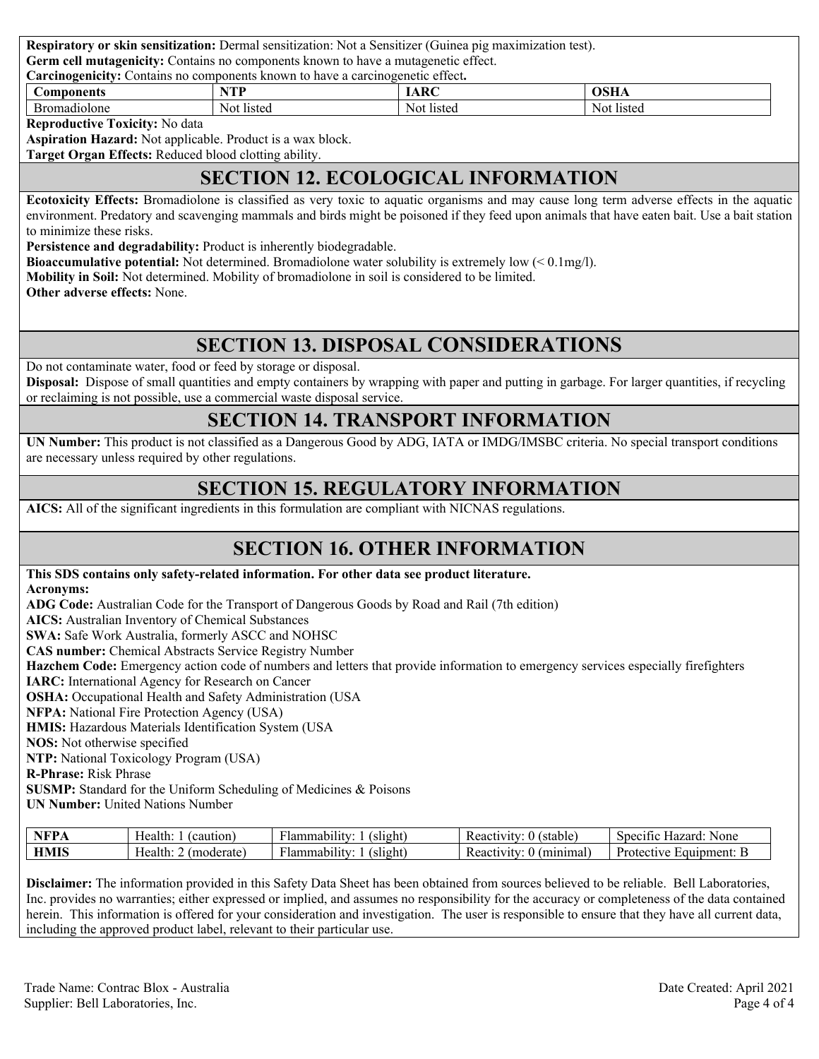**Respiratory or skin sensitization:** Dermal sensitization: Not a Sensitizer (Guinea pig maximization test).
**Germ cell mutagenicity:** Contains no components known to have a mutagenetic effect.
**Carcinogenicity:** Contains no components known to have a carcinogenetic effect**.**

| Components | NTP | IARC | OSHA |
|---|---|---|---|
| Bromadiolone | Not listed | Not listed | Not listed |

**Reproductive Toxicity:** No data
**Aspiration Hazard:** Not applicable. Product is a wax block.
**Target Organ Effects:** Reduced blood clotting ability.

## SECTION 12. ECOLOGICAL INFORMATION

**Ecotoxicity Effects:** Bromadiolone is classified as very toxic to aquatic organisms and may cause long term adverse effects in the aquatic environment. Predatory and scavenging mammals and birds might be poisoned if they feed upon animals that have eaten bait. Use a bait station to minimize these risks.
**Persistence and degradability:** Product is inherently biodegradable.
**Bioaccumulative potential:** Not determined. Bromadiolone water solubility is extremely low (< 0.1mg/l).
**Mobility in Soil:** Not determined. Mobility of bromadiolone in soil is considered to be limited.
**Other adverse effects:** None.

## SECTION 13. DISPOSAL CONSIDERATIONS

Do not contaminate water, food or feed by storage or disposal.
**Disposal:** Dispose of small quantities and empty containers by wrapping with paper and putting in garbage. For larger quantities, if recycling or reclaiming is not possible, use a commercial waste disposal service.

## SECTION 14. TRANSPORT INFORMATION

**UN Number:** This product is not classified as a Dangerous Good by ADG, IATA or IMDG/IMSBC criteria. No special transport conditions are necessary unless required by other regulations.

## SECTION 15. REGULATORY INFORMATION

**AICS:** All of the significant ingredients in this formulation are compliant with NICNAS regulations.

## SECTION 16. OTHER INFORMATION

**This SDS contains only safety-related information. For other data see product literature.**
**Acronyms:**
**ADG Code:** Australian Code for the Transport of Dangerous Goods by Road and Rail (7th edition)
**AICS:** Australian Inventory of Chemical Substances
**SWA:** Safe Work Australia, formerly ASCC and NOHSC
**CAS number:** Chemical Abstracts Service Registry Number
**Hazchem Code:** Emergency action code of numbers and letters that provide information to emergency services especially firefighters
**IARC:** International Agency for Research on Cancer
**OSHA:** Occupational Health and Safety Administration (USA
**NFPA:** National Fire Protection Agency (USA)
**HMIS:** Hazardous Materials Identification System (USA
**NOS:** Not otherwise specified
**NTP:** National Toxicology Program (USA)
**R-Phrase:** Risk Phrase
**SUSMP:** Standard for the Uniform Scheduling of Medicines & Poisons
**UN Number:** United Nations Number

| | | | | |
|---|---|---|---|---|
| **NFPA** | Health: 1 (caution) | Flammability: 1 (slight) | Reactivity: 0 (stable) | Specific Hazard: None |
| **HMIS** | Health: 2 (moderate) | Flammability: 1 (slight) | Reactivity: 0 (minimal) | Protective Equipment: B |

**Disclaimer:** The information provided in this Safety Data Sheet has been obtained from sources believed to be reliable. Bell Laboratories, Inc. provides no warranties; either expressed or implied, and assumes no responsibility for the accuracy or completeness of the data contained herein. This information is offered for your consideration and investigation. The user is responsible to ensure that they have all current data, including the approved product label, relevant to their particular use.